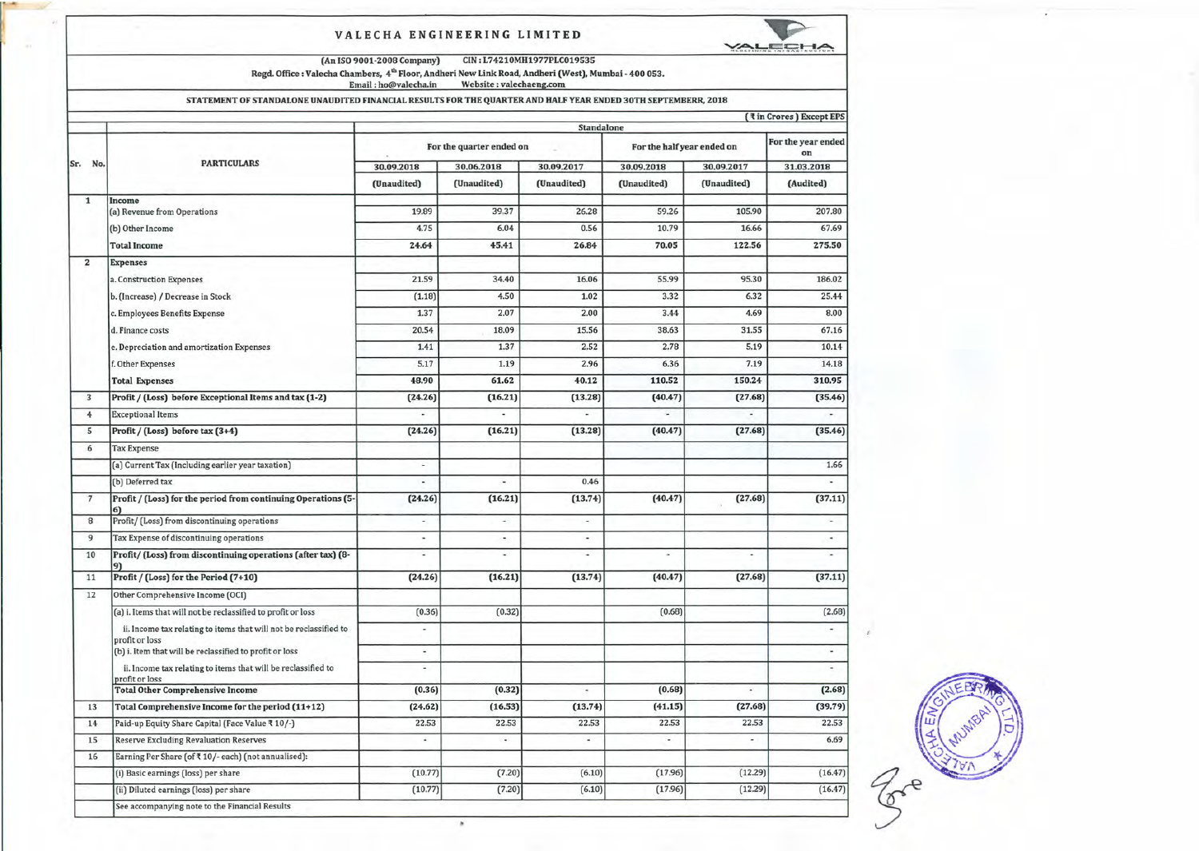# VALECHA ENGINEERING LIMITED

(An ISO 9001-2008 Company) CIN : L74210MH1977PLC019535

Regd. Office : Valecha Chambers, 4th Floor, Andheri New Link Road, Andheri (West), Mumbai - 400 053.

Email : ho@valecha.in Website : valechaeng.com

## STATEMENT OF STANDALONE UNAUDITED FINANCIAL RESULTS FOR THE QUARTER AND HALF YEAR ENDED 30TH SEPTEMBERR, 2018

( ₹ in Crores ) Except EPS

| Sr. No. | PARTICULARS | Standalone | | | | | |
|---|---|---|---|---|---|---|---|
| | | For the quarter ended on | | | For the half year ended on | | For the year ended on |
| | | 30.09.2018 | 30.06.2018 | 30.09.2017 | 30.09.2018 | 30.09.2017 | 31.03.2018 |
| | | (Unaudited) | (Unaudited) | (Unaudited) | (Unaudited) | (Unaudited) | (Audited) |
| 1 | **Income** | | | | | | |
| | (a) Revenue from Operations | 19.89 | 39.37 | 26.28 | 59.26 | 105.90 | 207.80 |
| | (b) Other Income | 4.75 | 6.04 | 0.56 | 10.79 | 16.66 | 67.69 |
| | **Total Income** | **24.64** | **45.41** | **26.84** | **70.05** | **122.56** | **275.50** |
| 2 | **Expenses** | | | | | | |
| | a. Construction Expenses | 21.59 | 34.40 | 16.06 | 55.99 | 95.30 | 186.02 |
| | b. (Increase) / Decrease in Stock | (1.18) | 4.50 | 1.02 | 3.32 | 6.32 | 25.44 |
| | c. Employees Benefits Expense | 1.37 | 2.07 | 2.00 | 3.44 | 4.69 | 8.00 |
| | d. Finance costs | 20.54 | 18.09 | 15.56 | 38.63 | 31.55 | 67.16 |
| | e. Depreciation and amortization Expenses | 1.41 | 1.37 | 2.52 | 2.78 | 5.19 | 10.14 |
| | f. Other Expenses | 5.17 | 1.19 | 2.96 | 6.36 | 7.19 | 14.18 |
| | **Total Expenses** | **48.90** | **61.62** | **40.12** | **110.52** | **150.24** | **310.95** |
| 3 | **Profit / (Loss) before Exceptional Items and tax (1-2)** | **(24.26)** | **(16.21)** | **(13.28)** | **(40.47)** | **(27.68)** | **(35.46)** |
| 4 | Exceptional Items | - | - | - | - | - | - |
| 5 | **Profit / (Loss) before tax (3+4)** | **(24.26)** | **(16.21)** | **(13.28)** | **(40.47)** | **(27.68)** | **(35.46)** |
| 6 | Tax Expense | | | | | | |
| | (a) Current Tax (Including earlier year taxation) | - | | | | | 1.66 |
| | (b) Deferred tax | - | - | 0.46 | | | - |
| 7 | **Profit / (Loss) for the period from continuing Operations (5-6)** | **(24.26)** | **(16.21)** | **(13.74)** | **(40.47)** | **(27.68)** | **(37.11)** |
| 8 | Profit/ (Loss) from discontinuing operations | - | - | - | | | - |
| 9 | Tax Expense of discontinuing operations | - | - | - | | | - |
| 10 | **Profit/ (Loss) from discontinuing operations (after tax) (8-9)** | - | - | - | - | - | - |
| 11 | **Profit / (Loss) for the Period (7+10)** | **(24.26)** | **(16.21)** | **(13.74)** | **(40.47)** | **(27.68)** | **(37.11)** |
| 12 | Other Comprehensive Income (OCI) | | | | | | |
| | (a) i. Items that will not be reclassified to profit or loss | (0.36) | (0.32) | | (0.68) | | (2.68) |
| | ii. Income tax relating to items that will not be reclassified to profit or loss | - | | | | | - |
| | (b) i. Item that will be reclassified to profit or loss | - | | | | | - |
| | ii. Income tax relating to items that will be reclassified to profit or loss | - | | | | | - |
| | **Total Other Comprehensive Income** | **(0.36)** | **(0.32)** | - | **(0.68)** | - | **(2.68)** |
| 13 | **Total Comprehensive Income for the period (11+12)** | **(24.62)** | **(16.53)** | **(13.74)** | **(41.15)** | **(27.68)** | **(39.79)** |
| 14 | Paid-up Equity Share Capital (Face Value ₹ 10/-) | 22.53 | 22.53 | 22.53 | 22.53 | 22.53 | 22.53 |
| 15 | Reserve Excluding Revaluation Reserves | - | - | - | - | - | 6.69 |
| 16 | Earning Per Share (of ₹ 10/- each) (not annualised): | | | | | | |
| | (i) Basic earnings (loss) per share | (10.77) | (7.20) | (6.10) | (17.96) | (12.29) | (16.47) |
| | (ii) Diluted earnings (loss) per share | (10.77) | (7.20) | (6.10) | (17.96) | (12.29) | (16.47) |
| | See accompanying note to the Financial Results | | | | | | |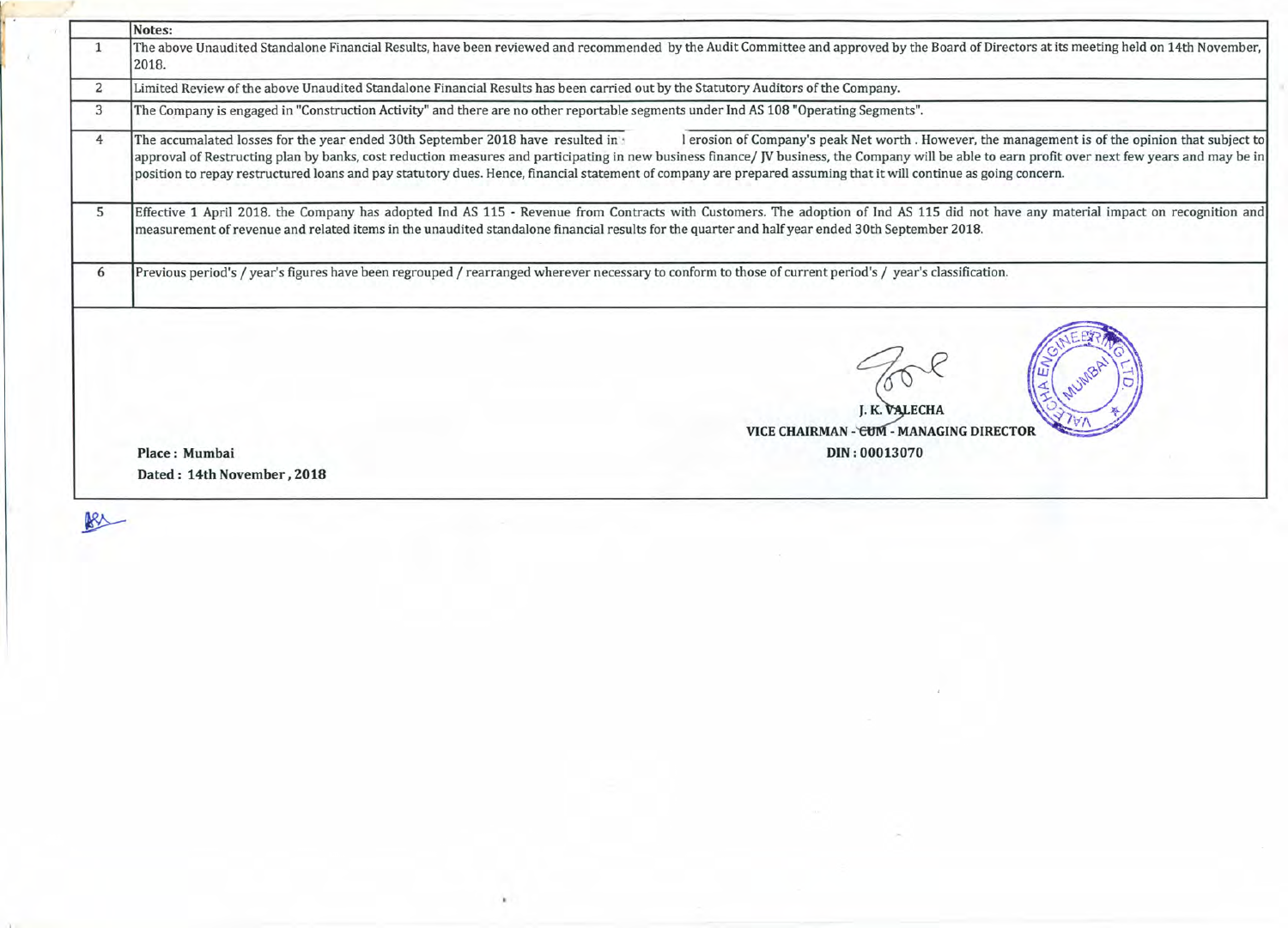| | Notes: |
|---|---|
| 1 | The above Unaudited Standalone Financial Results, have been reviewed and recommended by the Audit Committee and approved by the Board of Directors at its meeting held on 14th November, 2018. |
| 2 | Limited Review of the above Unaudited Standalone Financial Results has been carried out by the Statutory Auditors of the Company. |
| 3 | The Company is engaged in "Construction Activity" and there are no other reportable segments under Ind AS 108 "Operating Segments". |
| 4 | The accumalated losses for the year ended 30th September 2018 have resulted in l erosion of Company's peak Net worth . However, the management is of the opinion that subject to approval of Restructing plan by banks, cost reduction measures and participating in new business finance/ JV business, the Company will be able to earn profit over next few years and may be in position to repay restructured loans and pay statutory dues. Hence, financial statement of company are prepared assuming that it will continue as going concern. |
| 5 | Effective 1 April 2018. the Company has adopted Ind AS 115 - Revenue from Contracts with Customers. The adoption of Ind AS 115 did not have any material impact on recognition and measurement of revenue and related items in the unaudited standalone financial results for the quarter and half year ended 30th September 2018. |
| 6 | Previous period's / year's figures have been regrouped / rearranged wherever necessary to conform to those of current period's / year's classification. |

**J. K. VALECHA**
**VICE CHAIRMAN - CUM - MANAGING DIRECTOR**
**DIN : 00013070**

**Place : Mumbai**
**Dated : 14th November , 2018**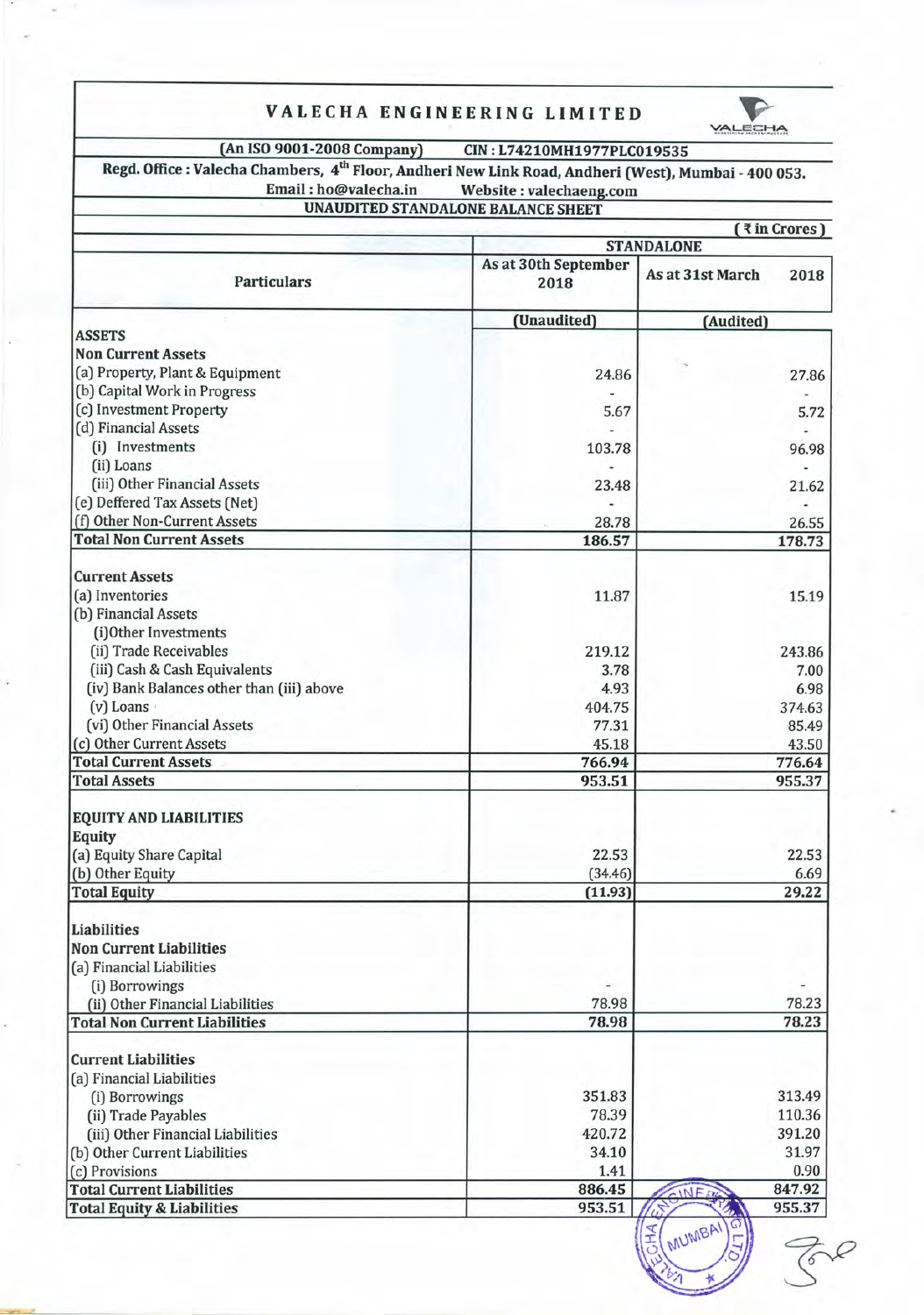# VALECHA ENGINEERING LIMITED

**(An ISO 9001-2008 Company)** **CIN : L74210MH1977PLC019535**

**Regd. Office : Valecha Chambers, 4th Floor, Andheri New Link Road, Andheri (West), Mumbai - 400 053.**

**Email : ho@valecha.in** **Website : valechaeng.com**

## UNAUDITED STANDALONE BALANCE SHEET

(₹ in Crores)

| Particulars | STANDALONE | |
|---|---|---|
| | As at 30th September 2018 | As at 31st March 2018 |
| | (Unaudited) | (Audited) |
| **ASSETS** | | |
| **Non Current Assets** | | |
| (a) Property, Plant & Equipment | 24.86 | 27.86 |
| (b) Capital Work in Progress | - | - |
| (c) Investment Property | 5.67 | 5.72 |
| (d) Financial Assets | - | - |
| (i) Investments | 103.78 | 96.98 |
| (ii) Loans | - | - |
| (iii) Other Financial Assets | 23.48 | 21.62 |
| (e) Deffered Tax Assets (Net) | - | - |
| (f) Other Non-Current Assets | 28.78 | 26.55 |
| **Total Non Current Assets** | **186.57** | **178.73** |
| **Current Assets** | | |
| (a) Inventories | 11.87 | 15.19 |
| (b) Financial Assets | | |
| (i)Other Investments | | |
| (ii) Trade Receivables | 219.12 | 243.86 |
| (iii) Cash & Cash Equivalents | 3.78 | 7.00 |
| (iv) Bank Balances other than (iii) above | 4.93 | 6.98 |
| (v) Loans | 404.75 | 374.63 |
| (vi) Other Financial Assets | 77.31 | 85.49 |
| (c) Other Current Assets | 45.18 | 43.50 |
| **Total Current Assets** | **766.94** | **776.64** |
| **Total Assets** | **953.51** | **955.37** |
| **EQUITY AND LIABILITIES** | | |
| **Equity** | | |
| (a) Equity Share Capital | 22.53 | 22.53 |
| (b) Other Equity | (34.46) | 6.69 |
| **Total Equity** | **(11.93)** | **29.22** |
| **Liabilities** | | |
| **Non Current Liabilities** | | |
| (a) Financial Liabilities | | |
| (i) Borrowings | - | - |
| (ii) Other Financial Liabilities | 78.98 | 78.23 |
| **Total Non Current Liabilities** | **78.98** | **78.23** |
| **Current Liabilities** | | |
| (a) Financial Liabilities | | |
| (i) Borrowings | 351.83 | 313.49 |
| (ii) Trade Payables | 78.39 | 110.36 |
| (iii) Other Financial Liabilities | 420.72 | 391.20 |
| (b) Other Current Liabilities | 34.10 | 31.97 |
| (c) Provisions | 1.41 | 0.90 |
| **Total Current Liabilities** | **886.45** | **847.92** |
| **Total Equity & Liabilities** | **953.51** | **955.37** |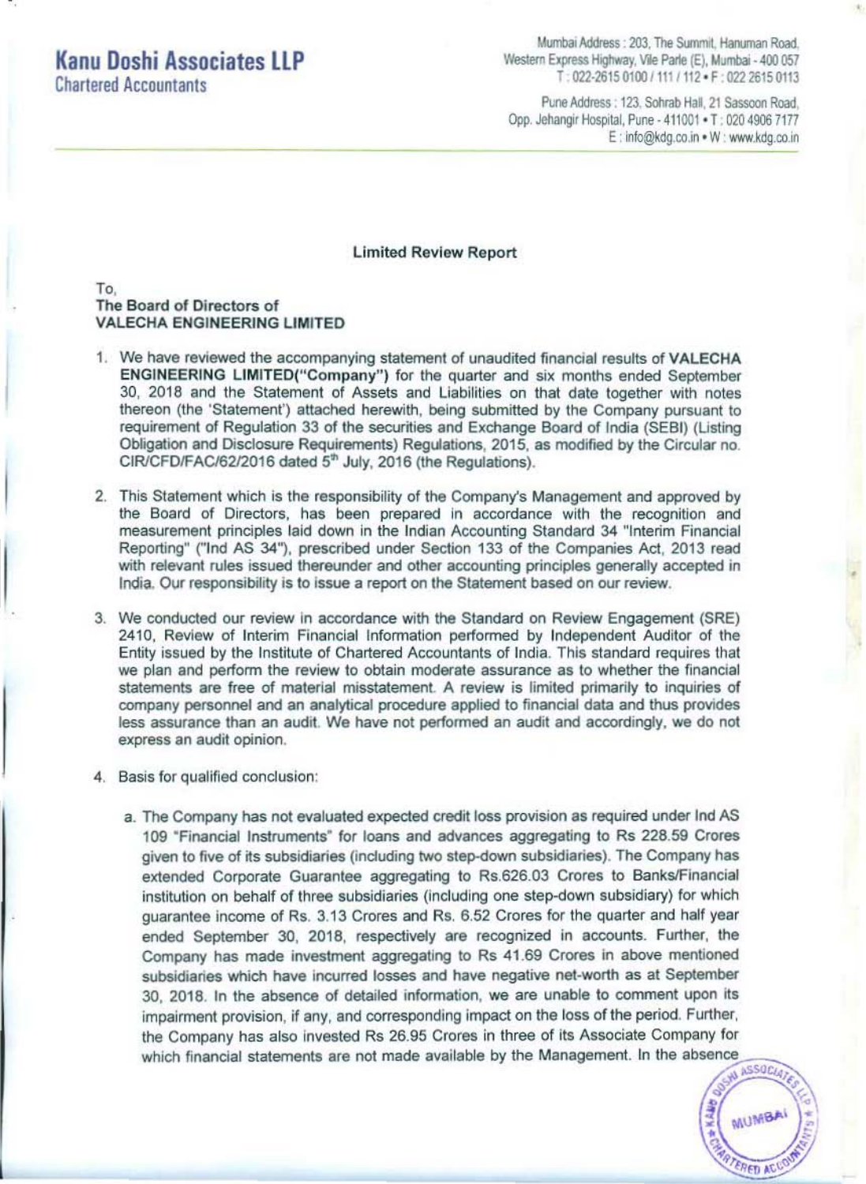**Kanu Doshi Associates LLP**
Chartered Accountants

Mumbai Address : 203, The Summit, Hanuman Road, Western Express Highway, Vile Parle (E), Mumbai - 400 057
T : 022-2615 0100 / 111 / 112 • F : 022 2615 0113

Pune Address : 123, Sohrab Hall, 21 Sassoon Road, Opp. Jehangir Hospital, Pune - 411001 • T : 020 4906 7177
E : info@kdg.co.in • W : www.kdg.co.in

**Limited Review Report**

To,
**The Board of Directors of**
**VALECHA ENGINEERING LIMITED**

1. We have reviewed the accompanying statement of unaudited financial results of **VALECHA ENGINEERING LIMITED("Company")** for the quarter and six months ended September 30, 2018 and the Statement of Assets and Liabilities on that date together with notes thereon (the 'Statement') attached herewith, being submitted by the Company pursuant to requirement of Regulation 33 of the securities and Exchange Board of India (SEBI) (Listing Obligation and Disclosure Requirements) Regulations, 2015, as modified by the Circular no. CIR/CFD/FAC/62/2016 dated 5th July, 2016 (the Regulations).

2. This Statement which is the responsibility of the Company's Management and approved by the Board of Directors, has been prepared in accordance with the recognition and measurement principles laid down in the Indian Accounting Standard 34 "Interim Financial Reporting" ("Ind AS 34"), prescribed under Section 133 of the Companies Act, 2013 read with relevant rules issued thereunder and other accounting principles generally accepted in India. Our responsibility is to issue a report on the Statement based on our review.

3. We conducted our review in accordance with the Standard on Review Engagement (SRE) 2410, Review of Interim Financial Information performed by Independent Auditor of the Entity issued by the Institute of Chartered Accountants of India. This standard requires that we plan and perform the review to obtain moderate assurance as to whether the financial statements are free of material misstatement. A review is limited primarily to inquiries of company personnel and an analytical procedure applied to financial data and thus provides less assurance than an audit. We have not performed an audit and accordingly, we do not express an audit opinion.

4. Basis for qualified conclusion:

   a. The Company has not evaluated expected credit loss provision as required under Ind AS 109 "Financial Instruments" for loans and advances aggregating to Rs 228.59 Crores given to five of its subsidiaries (including two step-down subsidiaries). The Company has extended Corporate Guarantee aggregating to Rs.626.03 Crores to Banks/Financial institution on behalf of three subsidiaries (including one step-down subsidiary) for which guarantee income of Rs. 3.13 Crores and Rs. 6.52 Crores for the quarter and half year ended September 30, 2018, respectively are recognized in accounts. Further, the Company has made investment aggregating to Rs 41.69 Crores in above mentioned subsidiaries which have incurred losses and have negative net-worth as at September 30, 2018. In the absence of detailed information, we are unable to comment upon its impairment provision, if any, and corresponding impact on the loss of the period. Further, the Company has also invested Rs 26.95 Crores in three of its Associate Company for which financial statements are not made available by the Management. In the absence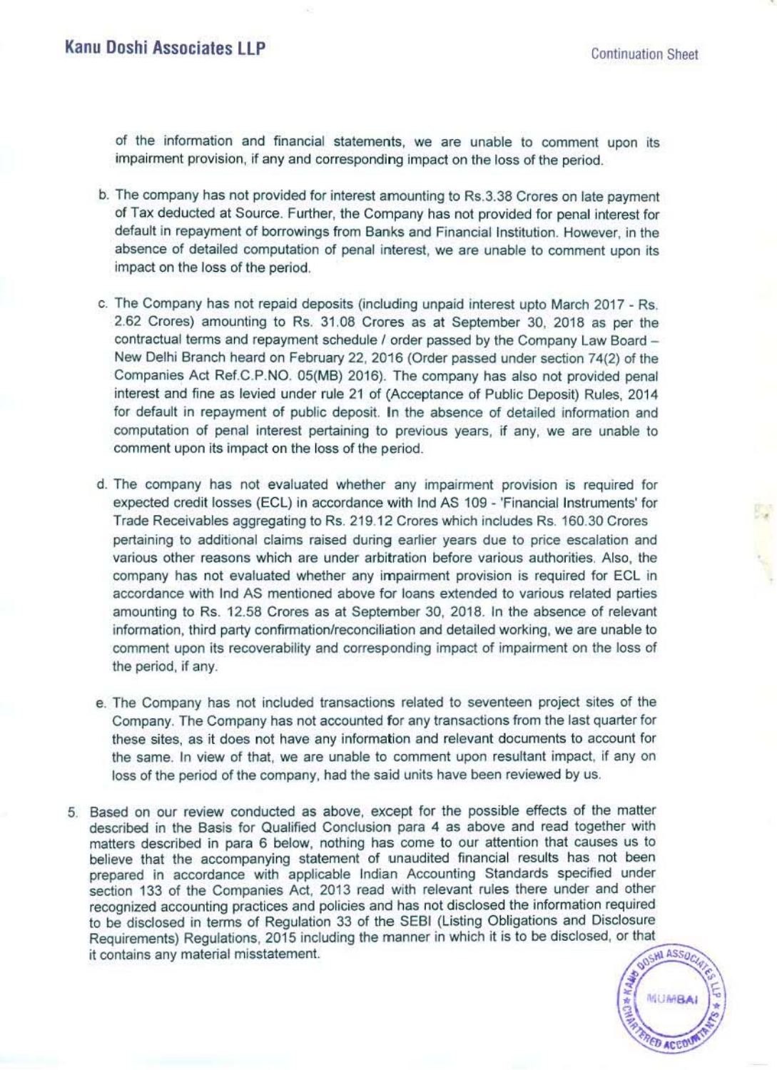of the information and financial statements, we are unable to comment upon its impairment provision, if any and corresponding impact on the loss of the period.

b. The company has not provided for interest amounting to Rs.3.38 Crores on late payment of Tax deducted at Source. Further, the Company has not provided for penal interest for default in repayment of borrowings from Banks and Financial Institution. However, in the absence of detailed computation of penal interest, we are unable to comment upon its impact on the loss of the period.

c. The Company has not repaid deposits (including unpaid interest upto March 2017 - Rs. 2.62 Crores) amounting to Rs. 31.08 Crores as at September 30, 2018 as per the contractual terms and repayment schedule / order passed by the Company Law Board – New Delhi Branch heard on February 22, 2016 (Order passed under section 74(2) of the Companies Act Ref.C.P.NO. 05(MB) 2016). The company has also not provided penal interest and fine as levied under rule 21 of (Acceptance of Public Deposit) Rules, 2014 for default in repayment of public deposit. In the absence of detailed information and computation of penal interest pertaining to previous years, if any, we are unable to comment upon its impact on the loss of the period.

d. The company has not evaluated whether any impairment provision is required for expected credit losses (ECL) in accordance with Ind AS 109 - 'Financial Instruments' for Trade Receivables aggregating to Rs. 219.12 Crores which includes Rs. 160.30 Crores pertaining to additional claims raised during earlier years due to price escalation and various other reasons which are under arbitration before various authorities. Also, the company has not evaluated whether any impairment provision is required for ECL in accordance with Ind AS mentioned above for loans extended to various related parties amounting to Rs. 12.58 Crores as at September 30, 2018. In the absence of relevant information, third party confirmation/reconciliation and detailed working, we are unable to comment upon its recoverability and corresponding impact of impairment on the loss of the period, if any.

e. The Company has not included transactions related to seventeen project sites of the Company. The Company has not accounted for any transactions from the last quarter for these sites, as it does not have any information and relevant documents to account for the same. In view of that, we are unable to comment upon resultant impact, if any on loss of the period of the company, had the said units have been reviewed by us.

5. Based on our review conducted as above, except for the possible effects of the matter described in the Basis for Qualified Conclusion para 4 as above and read together with matters described in para 6 below, nothing has come to our attention that causes us to believe that the accompanying statement of unaudited financial results has not been prepared in accordance with applicable Indian Accounting Standards specified under section 133 of the Companies Act, 2013 read with relevant rules there under and other recognized accounting practices and policies and has not disclosed the information required to be disclosed in terms of Regulation 33 of the SEBI (Listing Obligations and Disclosure Requirements) Regulations, 2015 including the manner in which it is to be disclosed, or that it contains any material misstatement.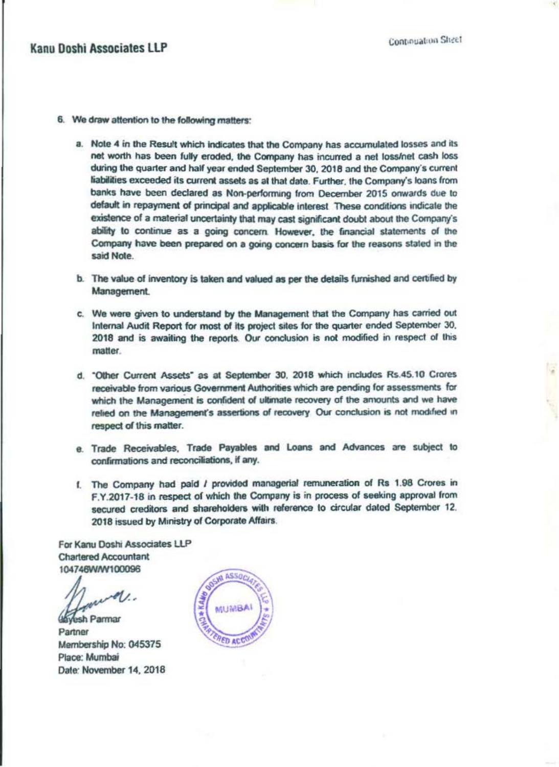6. We draw attention to the following matters:

   a. Note 4 in the Result which indicates that the Company has accumulated losses and its net worth has been fully eroded, the Company has incurred a net loss/net cash loss during the quarter and half year ended September 30, 2018 and the Company's current liabilities exceeded its current assets as at that date. Further, the Company's loans from banks have been declared as Non-performing from December 2015 onwards due to default in repayment of principal and applicable interest. These conditions indicate the existence of a material uncertainty that may cast significant doubt about the Company's ability to continue as a going concern. However, the financial statements of the Company have been prepared on a going concern basis for the reasons stated in the said Note.

   b. The value of inventory is taken and valued as per the details furnished and certified by Management.

   c. We were given to understand by the Management that the Company has carried out Internal Audit Report for most of its project sites for the quarter ended September 30, 2018 and is awaiting the reports. Our conclusion is not modified in respect of this matter.

   d. "Other Current Assets" as at September 30, 2018 which includes Rs.45.10 Crores receivable from various Government Authorities which are pending for assessments for which the Management is confident of ultimate recovery of the amounts and we have relied on the Management's assertions of recovery. Our conclusion is not modified in respect of this matter.

   e. Trade Receivables, Trade Payables and Loans and Advances are subject to confirmations and reconciliations, if any.

   f. The Company had paid / provided managerial remuneration of Rs 1.98 Crores in F.Y.2017-18 in respect of which the Company is in process of seeking approval from secured creditors and shareholders with reference to circular dated September 12, 2018 issued by Ministry of Corporate Affairs.

For Kanu Doshi Associates LLP
Chartered Accountant
104746W/W100096

Jayesh Parmar
Partner
Membership No: 045375
Place: Mumbai
Date: November 14, 2018